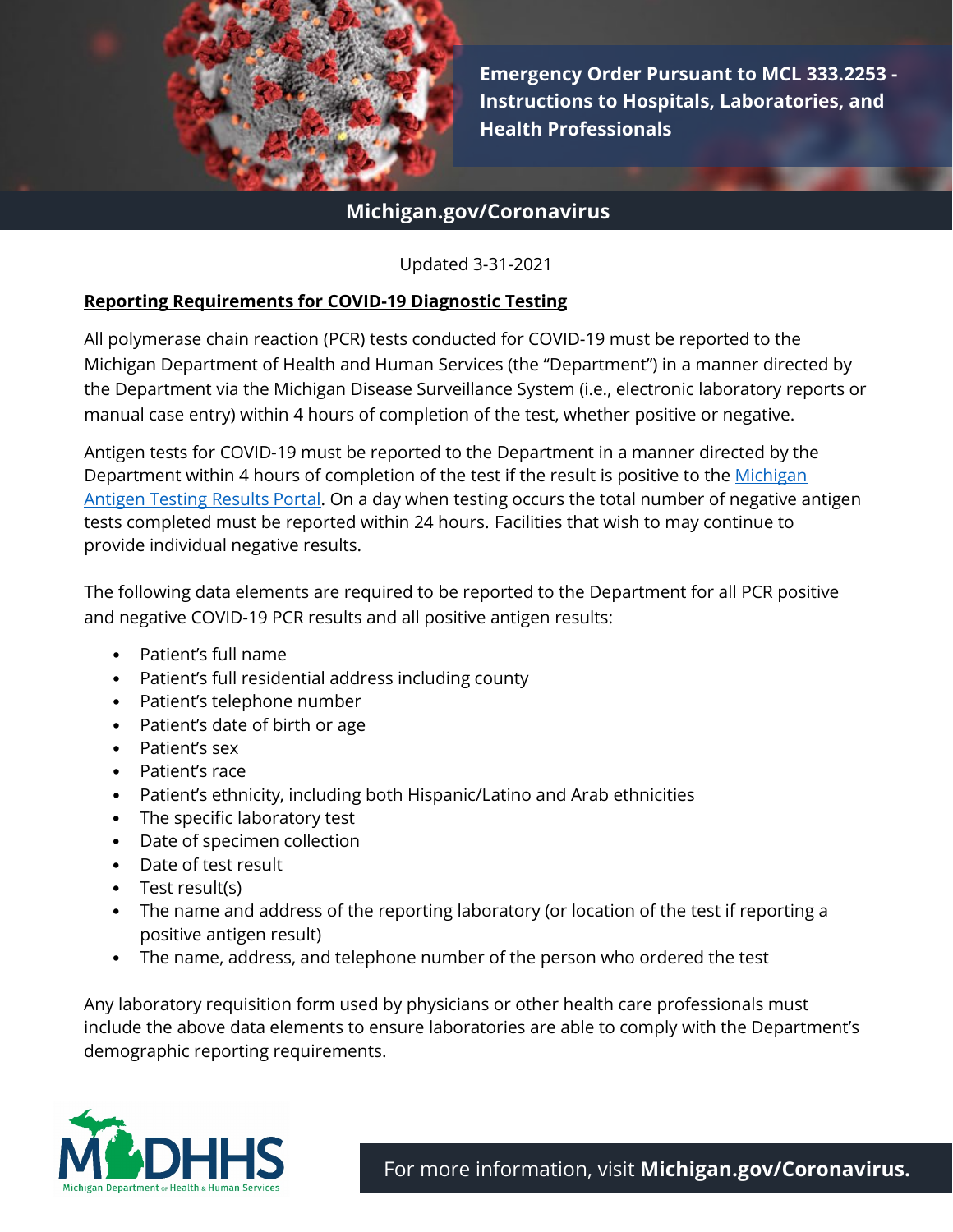# Emergency Order Pursuant to MCL 333.2253 - Instructions to Hospitals, Laboratories, and Health Professionals

Michigan.gov/Coronavirus

Updated 3-31-2021

## Reporting Requirements for COVID-19 Diagnostic Testing

All polymerase chain reaction (PCR) tests conducted for COVID-19 must be reported to the Michigan Department of Health and Human Services (the "Department") in a manner directed by the Department via the Michigan Disease Surveillance System (i.e., electronic laboratory reports or manual case entry) within 4 hours of completion of the test, whether positive or negative.

Antigen tests for COVID-19 must be reported to the Department in a manner directed by the Department within 4 hours of completion of the test if the result is positive to the Michigan Antigen Testing Results Portal. On a day when testing occurs the total number of negative antigen tests completed must be reported within 24 hours. Facilities that wish to may continue to provide individual negative results.

The following data elements are required to be reported to the Department for all PCR positive and negative COVID-19 PCR results and all positive antigen results:

- Patient's full name
- Patient's full residential address including county
- Patient's telephone number
- Patient's date of birth or age
- Patient's sex
- Patient's race
- Patient's ethnicity, including both Hispanic/Latino and Arab ethnicities
- The specific laboratory test
- Date of specimen collection
- Date of test result
- Test result(s)
- The name and address of the reporting laboratory (or location of the test if reporting a positive antigen result)
- The name, address, and telephone number of the person who ordered the test

Any laboratory requisition form used by physicians or other health care professionals must include the above data elements to ensure laboratories are able to comply with the Department's demographic reporting requirements.

For more information, visit **Michigan.gov/Coronavirus.**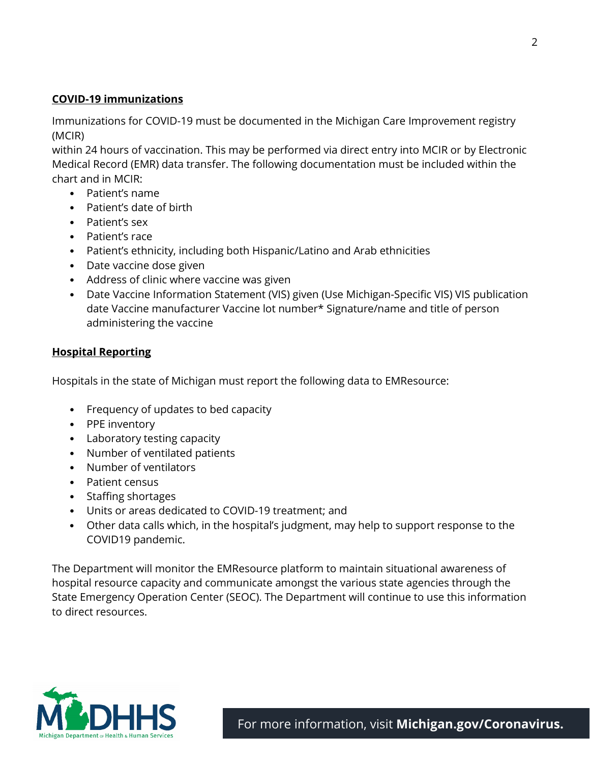**COVID-19 immunizations**

Immunizations for COVID-19 must be documented in the Michigan Care Improvement registry (MCIR)
within 24 hours of vaccination. This may be performed via direct entry into MCIR or by Electronic Medical Record (EMR) data transfer. The following documentation must be included within the chart and in MCIR:

- Patient's name
- Patient's date of birth
- Patient's sex
- Patient's race
- Patient's ethnicity, including both Hispanic/Latino and Arab ethnicities
- Date vaccine dose given
- Address of clinic where vaccine was given
- Date Vaccine Information Statement (VIS) given (Use Michigan-Specific VIS) VIS publication date Vaccine manufacturer Vaccine lot number* Signature/name and title of person administering the vaccine

**Hospital Reporting**

Hospitals in the state of Michigan must report the following data to EMResource:

- Frequency of updates to bed capacity
- PPE inventory
- Laboratory testing capacity
- Number of ventilated patients
- Number of ventilators
- Patient census
- Staffing shortages
- Units or areas dedicated to COVID-19 treatment; and
- Other data calls which, in the hospital's judgment, may help to support response to the COVID19 pandemic.

The Department will monitor the EMResource platform to maintain situational awareness of hospital resource capacity and communicate amongst the various state agencies through the State Emergency Operation Center (SEOC). The Department will continue to use this information to direct resources.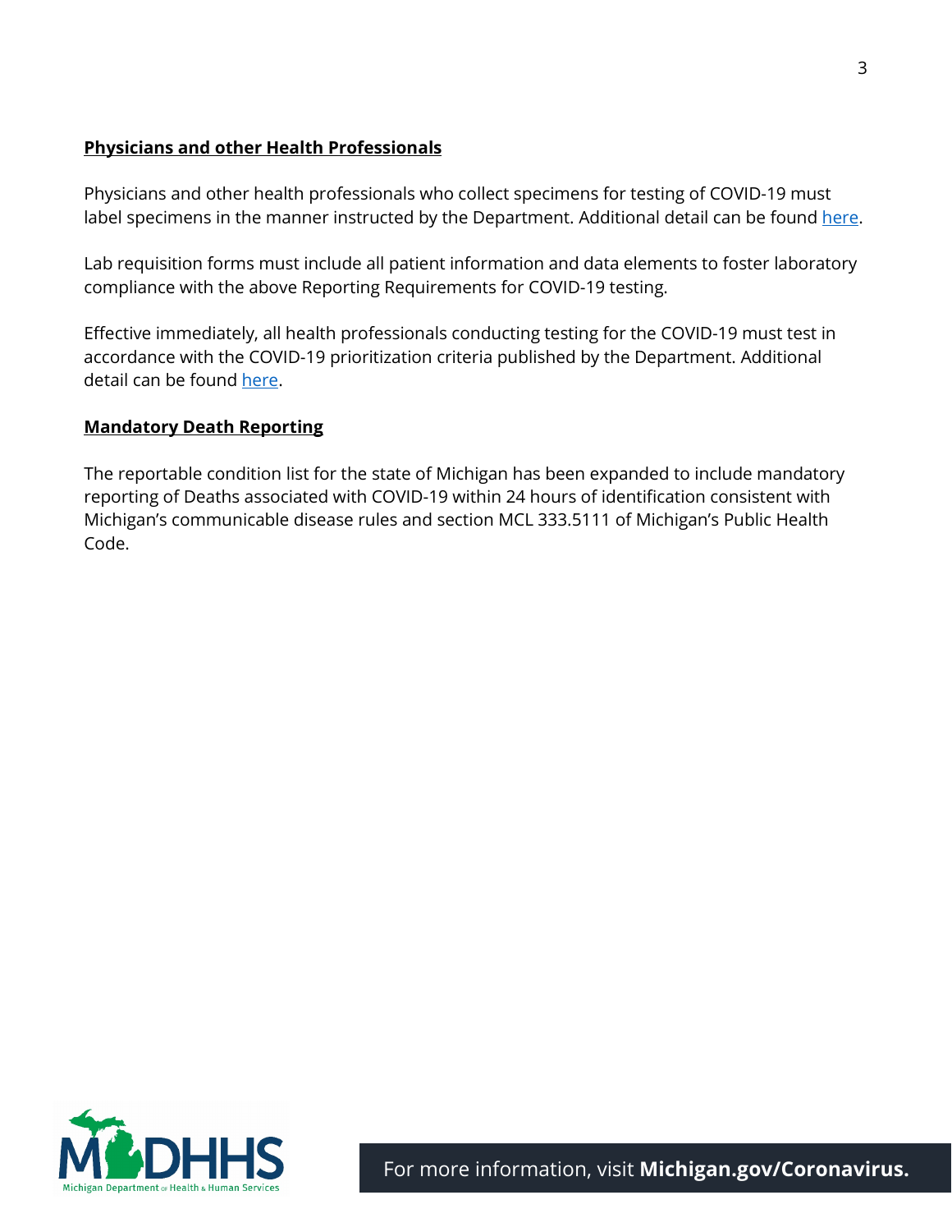**Physicians and other Health Professionals**

Physicians and other health professionals who collect specimens for testing of COVID-19 must label specimens in the manner instructed by the Department. Additional detail can be found here.

Lab requisition forms must include all patient information and data elements to foster laboratory compliance with the above Reporting Requirements for COVID-19 testing.

Effective immediately, all health professionals conducting testing for the COVID-19 must test in accordance with the COVID-19 prioritization criteria published by the Department. Additional detail can be found here.

**Mandatory Death Reporting**

The reportable condition list for the state of Michigan has been expanded to include mandatory reporting of Deaths associated with COVID-19 within 24 hours of identification consistent with Michigan's communicable disease rules and section MCL 333.5111 of Michigan's Public Health Code.

For more information, visit **Michigan.gov/Coronavirus.**